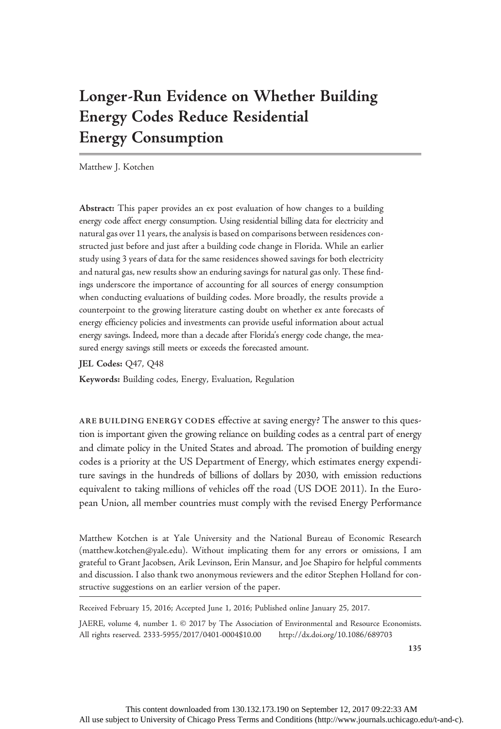# Longer-Run Evidence on Whether Building Energy Codes Reduce Residential Energy Consumption

Matthew J. Kotchen

**Abstract:** This paper provides an ex post evaluation of how changes to a building energy code affect energy consumption. Using residential billing data for electricity and natural gas over 11 years, the analysis is based on comparisons between residences constructed just before and just after a building code change in Florida. While an earlier study using 3 years of data for the same residences showed savings for both electricity and natural gas, new results show an enduring savings for natural gas only. These findings underscore the importance of accounting for all sources of energy consumption when conducting evaluations of building codes. More broadly, the results provide a counterpoint to the growing literature casting doubt on whether ex ante forecasts of energy efficiency policies and investments can provide useful information about actual energy savings. Indeed, more than a decade after Florida's energy code change, the measured energy savings still meets or exceeds the forecasted amount.

**JEL Codes:** Q47, Q48

**Keywords:** Building codes, Energy, Evaluation, Regulation

ARE BUILDING ENERGY CODES effective at saving energy? The answer to this question is important given the growing reliance on building codes as a central part of energy and climate policy in the United States and abroad. The promotion of building energy codes is a priority at the US Department of Energy, which estimates energy expenditure savings in the hundreds of billions of dollars by 2030, with emission reductions equivalent to taking millions of vehicles off the road (US DOE 2011). In the European Union, all member countries must comply with the revised Energy Performance

Matthew Kotchen is at Yale University and the National Bureau of Economic Research (matthew.kotchen@yale.edu). Without implicating them for any errors or omissions, I am grateful to Grant Jacobsen, Arik Levinson, Erin Mansur, and Joe Shapiro for helpful comments and discussion. I also thank two anonymous reviewers and the editor Stephen Holland for constructive suggestions on an earlier version of the paper.

Received February 15, 2016; Accepted June 1, 2016; Published online January 25, 2017.

JAERE, volume 4, number 1. © 2017 by The Association of Environmental and Resource Economists. All rights reserved. 2333-5955/2017/0401-0004$10.00 http://dx.doi.org/10.1086/689703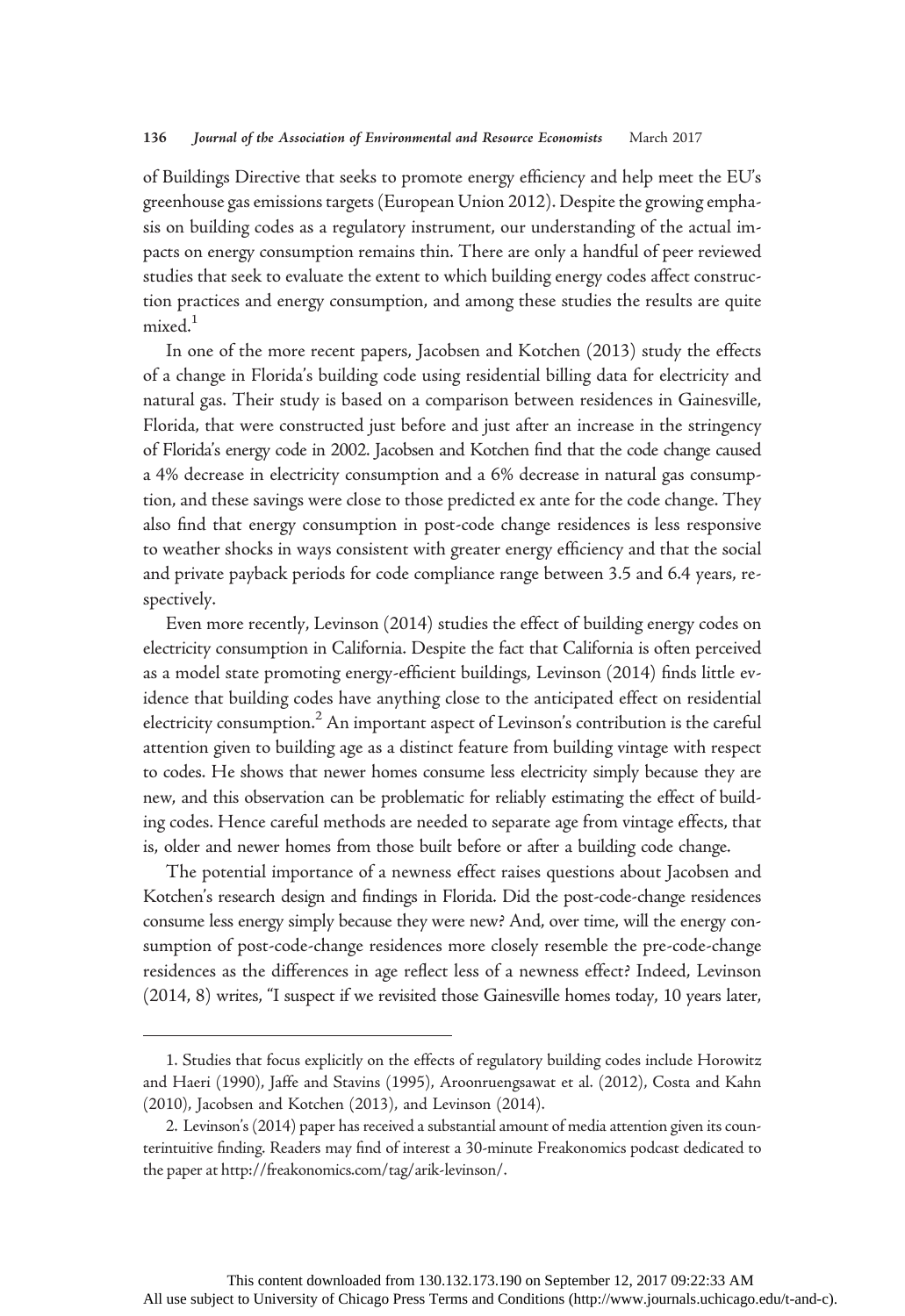of Buildings Directive that seeks to promote energy efficiency and help meet the EU's greenhouse gas emissions targets (European Union 2012). Despite the growing emphasis on building codes as a regulatory instrument, our understanding of the actual impacts on energy consumption remains thin. There are only a handful of peer reviewed studies that seek to evaluate the extent to which building energy codes affect construction practices and energy consumption, and among these studies the results are quite mixed.[1]

In one of the more recent papers, Jacobsen and Kotchen (2013) study the effects of a change in Florida's building code using residential billing data for electricity and natural gas. Their study is based on a comparison between residences in Gainesville, Florida, that were constructed just before and just after an increase in the stringency of Florida's energy code in 2002. Jacobsen and Kotchen find that the code change caused a 4% decrease in electricity consumption and a 6% decrease in natural gas consumption, and these savings were close to those predicted ex ante for the code change. They also find that energy consumption in post-code change residences is less responsive to weather shocks in ways consistent with greater energy efficiency and that the social and private payback periods for code compliance range between 3.5 and 6.4 years, respectively.

Even more recently, Levinson (2014) studies the effect of building energy codes on electricity consumption in California. Despite the fact that California is often perceived as a model state promoting energy-efficient buildings, Levinson (2014) finds little evidence that building codes have anything close to the anticipated effect on residential electricity consumption.[2] An important aspect of Levinson's contribution is the careful attention given to building age as a distinct feature from building vintage with respect to codes. He shows that newer homes consume less electricity simply because they are new, and this observation can be problematic for reliably estimating the effect of building codes. Hence careful methods are needed to separate age from vintage effects, that is, older and newer homes from those built before or after a building code change.

The potential importance of a newness effect raises questions about Jacobsen and Kotchen's research design and findings in Florida. Did the post-code-change residences consume less energy simply because they were new? And, over time, will the energy consumption of post-code-change residences more closely resemble the pre-code-change residences as the differences in age reflect less of a newness effect? Indeed, Levinson (2014, 8) writes, "I suspect if we revisited those Gainesville homes today, 10 years later,

1. Studies that focus explicitly on the effects of regulatory building codes include Horowitz and Haeri (1990), Jaffe and Stavins (1995), Aroonruengsawat et al. (2012), Costa and Kahn (2010), Jacobsen and Kotchen (2013), and Levinson (2014).

2. Levinson's (2014) paper has received a substantial amount of media attention given its counterintuitive finding. Readers may find of interest a 30-minute Freakonomics podcast dedicated to the paper at http://freakonomics.com/tag/arik-levinson/.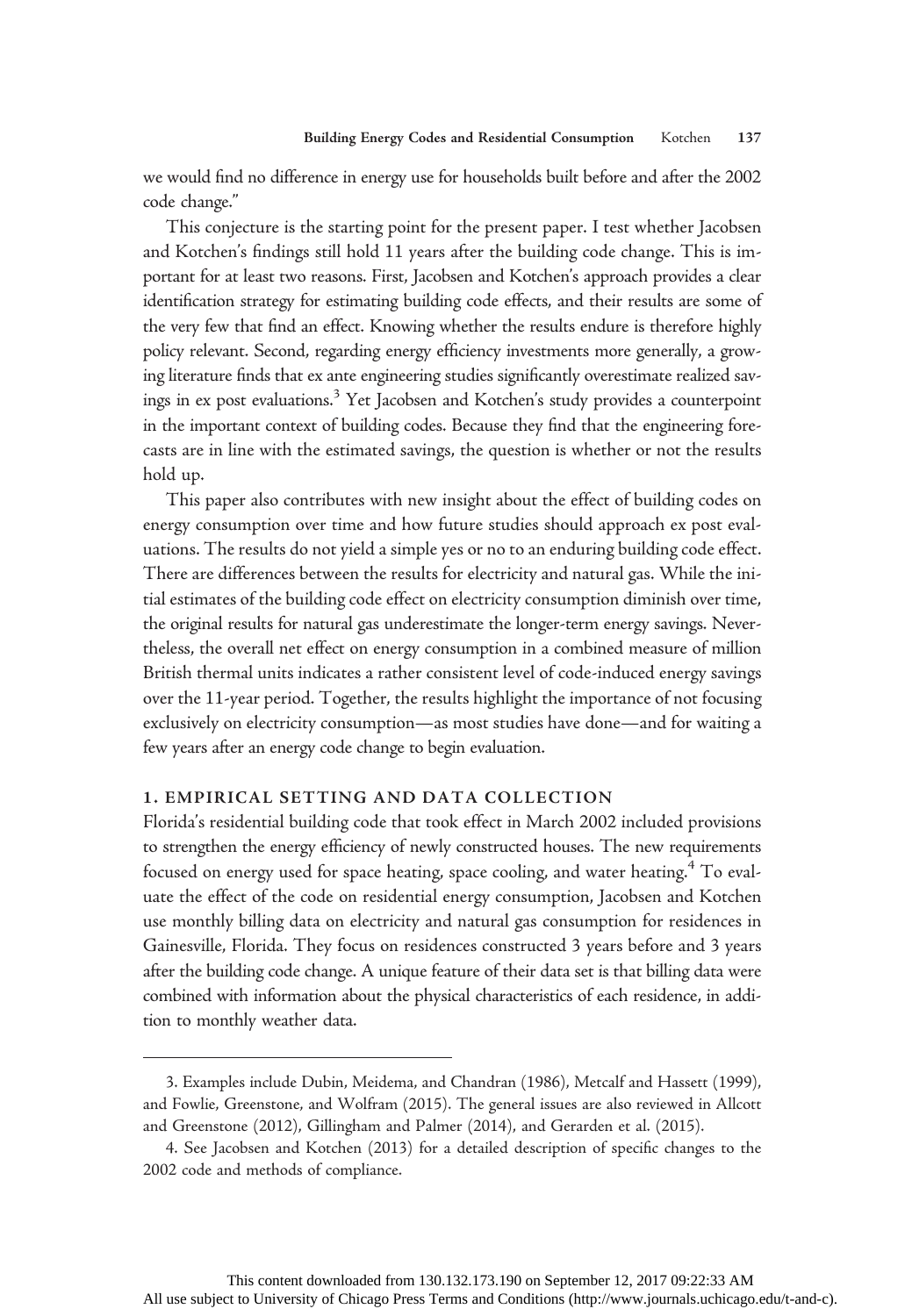we would find no difference in energy use for households built before and after the 2002 code change."

This conjecture is the starting point for the present paper. I test whether Jacobsen and Kotchen's findings still hold 11 years after the building code change. This is important for at least two reasons. First, Jacobsen and Kotchen's approach provides a clear identification strategy for estimating building code effects, and their results are some of the very few that find an effect. Knowing whether the results endure is therefore highly policy relevant. Second, regarding energy efficiency investments more generally, a growing literature finds that ex ante engineering studies significantly overestimate realized savings in ex post evaluations.[3] Yet Jacobsen and Kotchen's study provides a counterpoint in the important context of building codes. Because they find that the engineering forecasts are in line with the estimated savings, the question is whether or not the results hold up.

This paper also contributes with new insight about the effect of building codes on energy consumption over time and how future studies should approach ex post evaluations. The results do not yield a simple yes or no to an enduring building code effect. There are differences between the results for electricity and natural gas. While the initial estimates of the building code effect on electricity consumption diminish over time, the original results for natural gas underestimate the longer-term energy savings. Nevertheless, the overall net effect on energy consumption in a combined measure of million British thermal units indicates a rather consistent level of code-induced energy savings over the 11-year period. Together, the results highlight the importance of not focusing exclusively on electricity consumption—as most studies have done—and for waiting a few years after an energy code change to begin evaluation.

## 1. EMPIRICAL SETTING AND DATA COLLECTION

Florida's residential building code that took effect in March 2002 included provisions to strengthen the energy efficiency of newly constructed houses. The new requirements focused on energy used for space heating, space cooling, and water heating.[4] To evaluate the effect of the code on residential energy consumption, Jacobsen and Kotchen use monthly billing data on electricity and natural gas consumption for residences in Gainesville, Florida. They focus on residences constructed 3 years before and 3 years after the building code change. A unique feature of their data set is that billing data were combined with information about the physical characteristics of each residence, in addition to monthly weather data.

---

3. Examples include Dubin, Meidema, and Chandran (1986), Metcalf and Hassett (1999), and Fowlie, Greenstone, and Wolfram (2015). The general issues are also reviewed in Allcott and Greenstone (2012), Gillingham and Palmer (2014), and Gerarden et al. (2015).

4. See Jacobsen and Kotchen (2013) for a detailed description of specific changes to the 2002 code and methods of compliance.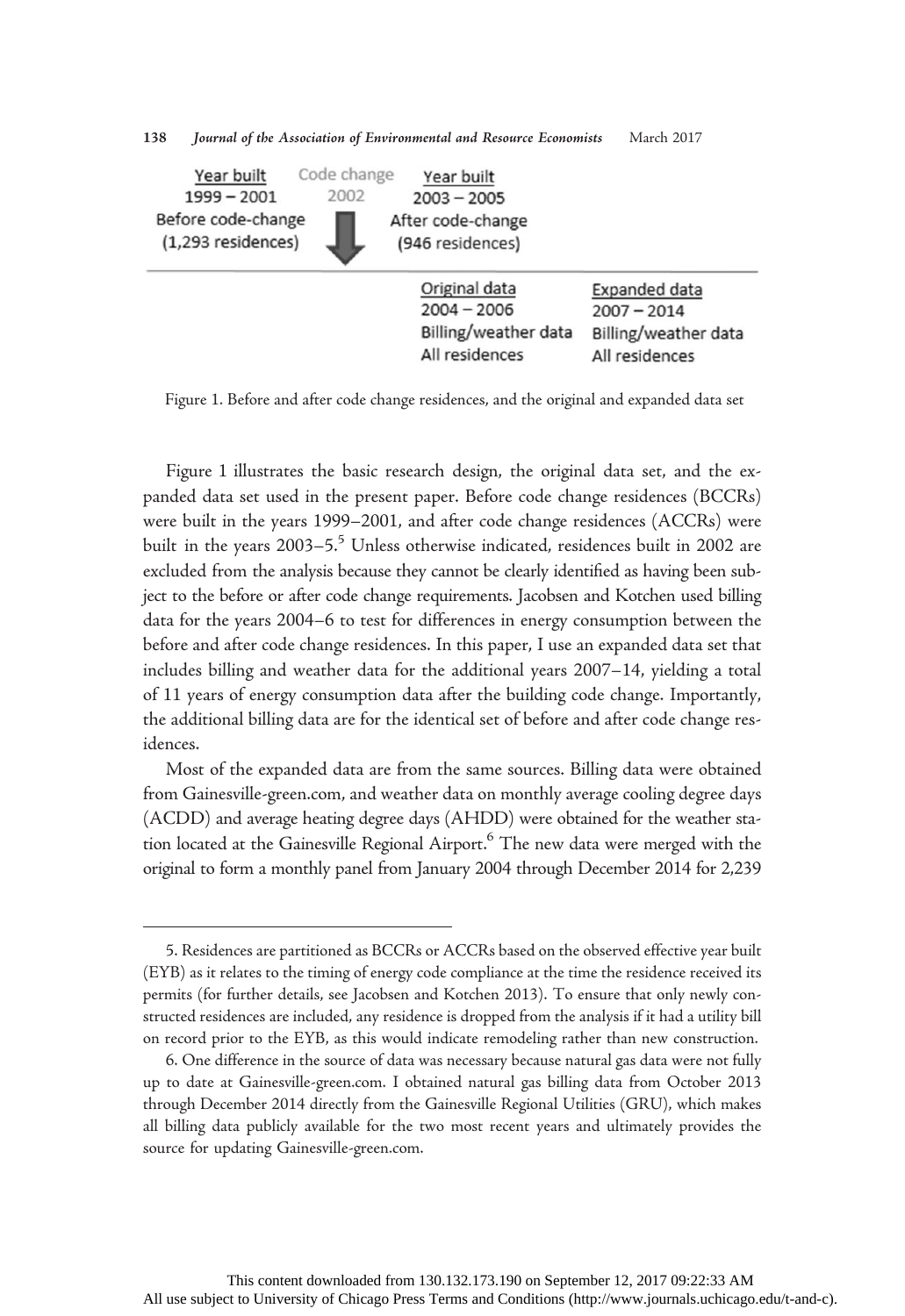| Year built | Code change | Year built | |
|---|---|---|---|
| 1999 – 2001 | 2002 | 2003 – 2005 | |
| Before code-change (1,293 residences) | | After code-change (946 residences) | |
| | | Original data | Expanded data |
| | | 2004 – 2006 | 2007 – 2014 |
| | | Billing/weather data | Billing/weather data |
| | | All residences | All residences |

Figure 1. Before and after code change residences, and the original and expanded data set

Figure 1 illustrates the basic research design, the original data set, and the expanded data set used in the present paper. Before code change residences (BCCRs) were built in the years 1999–2001, and after code change residences (ACCRs) were built in the years 2003–5.[5] Unless otherwise indicated, residences built in 2002 are excluded from the analysis because they cannot be clearly identified as having been subject to the before or after code change requirements. Jacobsen and Kotchen used billing data for the years 2004–6 to test for differences in energy consumption between the before and after code change residences. In this paper, I use an expanded data set that includes billing and weather data for the additional years 2007–14, yielding a total of 11 years of energy consumption data after the building code change. Importantly, the additional billing data are for the identical set of before and after code change residences.

Most of the expanded data are from the same sources. Billing data were obtained from Gainesville-green.com, and weather data on monthly average cooling degree days (ACDD) and average heating degree days (AHDD) were obtained for the weather station located at the Gainesville Regional Airport.[6] The new data were merged with the original to form a monthly panel from January 2004 through December 2014 for 2,239

5. Residences are partitioned as BCCRs or ACCRs based on the observed effective year built (EYB) as it relates to the timing of energy code compliance at the time the residence received its permits (for further details, see Jacobsen and Kotchen 2013). To ensure that only newly constructed residences are included, any residence is dropped from the analysis if it had a utility bill on record prior to the EYB, as this would indicate remodeling rather than new construction.

6. One difference in the source of data was necessary because natural gas data were not fully up to date at Gainesville-green.com. I obtained natural gas billing data from October 2013 through December 2014 directly from the Gainesville Regional Utilities (GRU), which makes all billing data publicly available for the two most recent years and ultimately provides the source for updating Gainesville-green.com.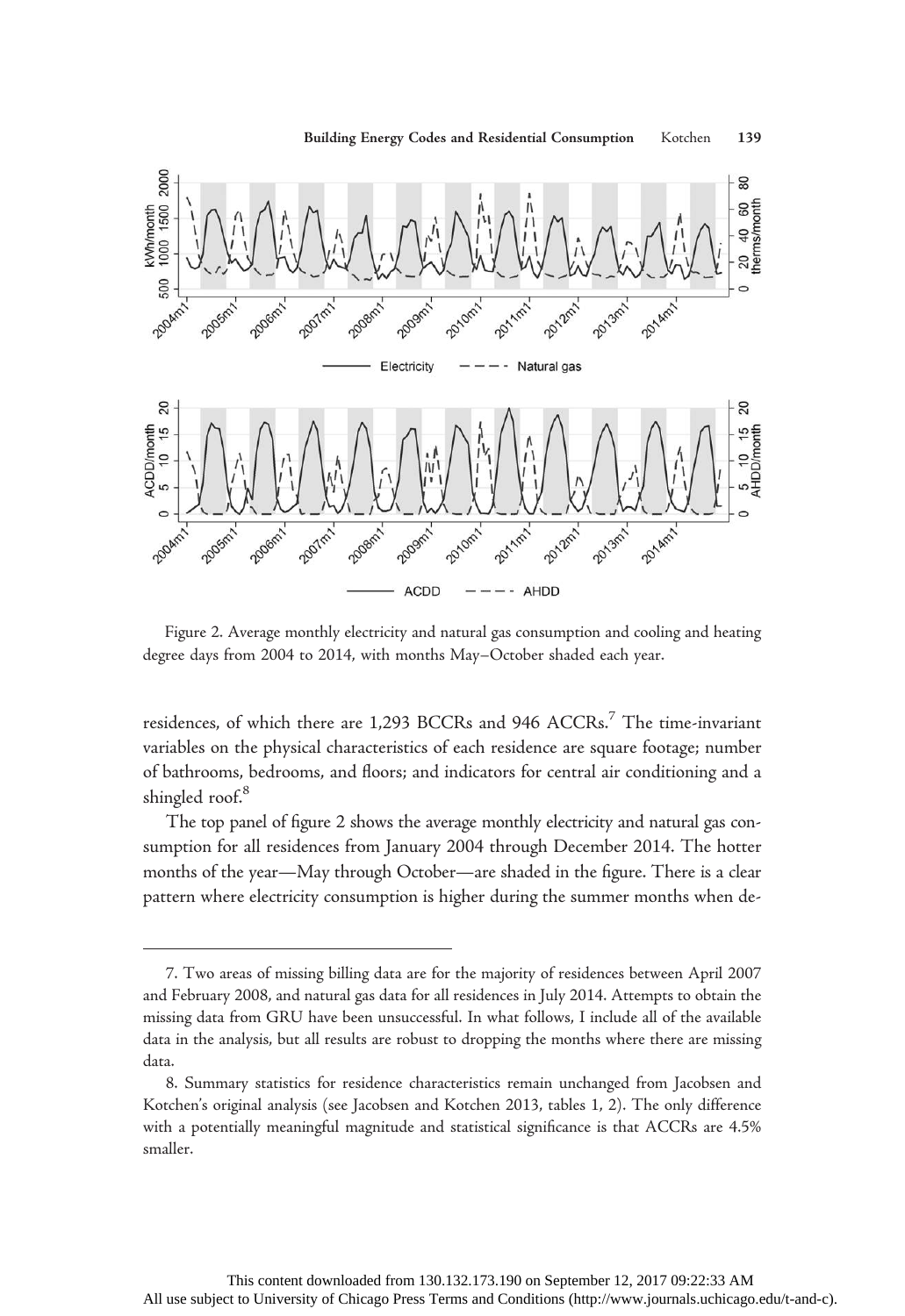Figure 2. Average monthly electricity and natural gas consumption and cooling and heating degree days from 2004 to 2014, with months May–October shaded each year.

residences, of which there are 1,293 BCCRs and 946 ACCRs.[7] The time-invariant variables on the physical characteristics of each residence are square footage; number of bathrooms, bedrooms, and floors; and indicators for central air conditioning and a shingled roof.[8]

The top panel of figure 2 shows the average monthly electricity and natural gas consumption for all residences from January 2004 through December 2014. The hotter months of the year—May through October—are shaded in the figure. There is a clear pattern where electricity consumption is higher during the summer months when de-

---

7. Two areas of missing billing data are for the majority of residences between April 2007 and February 2008, and natural gas data for all residences in July 2014. Attempts to obtain the missing data from GRU have been unsuccessful. In what follows, I include all of the available data in the analysis, but all results are robust to dropping the months where there are missing data.

8. Summary statistics for residence characteristics remain unchanged from Jacobsen and Kotchen's original analysis (see Jacobsen and Kotchen 2013, tables 1, 2). The only difference with a potentially meaningful magnitude and statistical significance is that ACCRs are 4.5% smaller.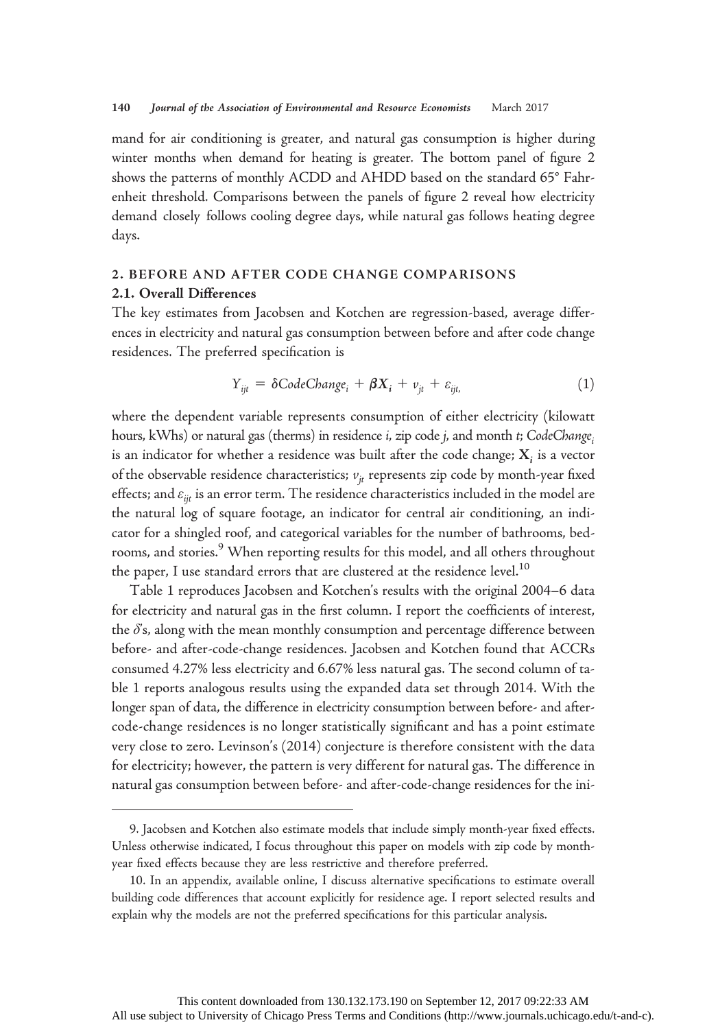mand for air conditioning is greater, and natural gas consumption is higher during winter months when demand for heating is greater. The bottom panel of figure 2 shows the patterns of monthly ACDD and AHDD based on the standard 65° Fahrenheit threshold. Comparisons between the panels of figure 2 reveal how electricity demand closely follows cooling degree days, while natural gas follows heating degree days.

## 2. BEFORE AND AFTER CODE CHANGE COMPARISONS

### 2.1. Overall Differences

The key estimates from Jacobsen and Kotchen are regression-based, average differences in electricity and natural gas consumption between before and after code change residences. The preferred specification is

$$Y_{ijt} = \delta CodeChange_i + \boldsymbol{\beta X_i} + v_{jt} + \varepsilon_{ijt}, \tag{1}$$

where the dependent variable represents consumption of either electricity (kilowatt hours, kWhs) or natural gas (therms) in residence $i$, zip code $j$, and month $t$; $CodeChange_i$ is an indicator for whether a residence was built after the code change; $\mathbf{X}_i$ is a vector of the observable residence characteristics; $v_{jt}$ represents zip code by month-year fixed effects; and $\varepsilon_{ijt}$ is an error term. The residence characteristics included in the model are the natural log of square footage, an indicator for central air conditioning, an indicator for a shingled roof, and categorical variables for the number of bathrooms, bedrooms, and stories.[9] When reporting results for this model, and all others throughout the paper, I use standard errors that are clustered at the residence level.[10]

Table 1 reproduces Jacobsen and Kotchen's results with the original 2004–6 data for electricity and natural gas in the first column. I report the coefficients of interest, the $\delta$'s, along with the mean monthly consumption and percentage difference between before- and after-code-change residences. Jacobsen and Kotchen found that ACCRs consumed 4.27% less electricity and 6.67% less natural gas. The second column of table 1 reports analogous results using the expanded data set through 2014. With the longer span of data, the difference in electricity consumption between before- and after-code-change residences is no longer statistically significant and has a point estimate very close to zero. Levinson's (2014) conjecture is therefore consistent with the data for electricity; however, the pattern is very different for natural gas. The difference in natural gas consumption between before- and after-code-change residences for the ini-

9. Jacobsen and Kotchen also estimate models that include simply month-year fixed effects. Unless otherwise indicated, I focus throughout this paper on models with zip code by month-year fixed effects because they are less restrictive and therefore preferred.

10. In an appendix, available online, I discuss alternative specifications to estimate overall building code differences that account explicitly for residence age. I report selected results and explain why the models are not the preferred specifications for this particular analysis.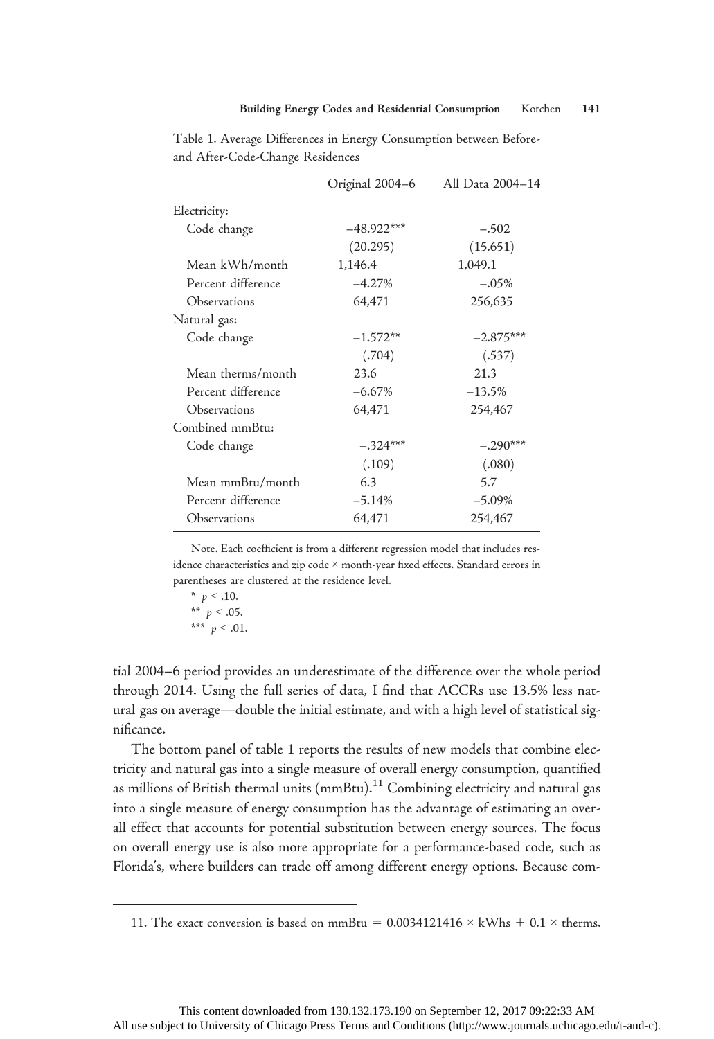Table 1. Average Differences in Energy Consumption between Before- and After-Code-Change Residences

| | Original 2004–6 | All Data 2004–14 |
|---|---|---|
| Electricity: | | |
| Code change | −48.922*** | −.502 |
| | (20.295) | (15.651) |
| Mean kWh/month | 1,146.4 | 1,049.1 |
| Percent difference | −4.27% | −.05% |
| Observations | 64,471 | 256,635 |
| Natural gas: | | |
| Code change | −1.572** | −2.875*** |
| | (.704) | (.537) |
| Mean therms/month | 23.6 | 21.3 |
| Percent difference | −6.67% | −13.5% |
| Observations | 64,471 | 254,467 |
| Combined mmBtu: | | |
| Code change | −.324*** | −.290*** |
| | (.109) | (.080) |
| Mean mmBtu/month | 6.3 | 5.7 |
| Percent difference | −5.14% | −5.09% |
| Observations | 64,471 | 254,467 |

Note. Each coefficient is from a different regression model that includes residence characteristics and zip code × month-year fixed effects. Standard errors in parentheses are clustered at the residence level.

\* $p < .10$.
\*\* $p < .05$.
\*\*\* $p < .01$.

tial 2004–6 period provides an underestimate of the difference over the whole period through 2014. Using the full series of data, I find that ACCRs use 13.5% less natural gas on average—double the initial estimate, and with a high level of statistical significance.

The bottom panel of table 1 reports the results of new models that combine electricity and natural gas into a single measure of overall energy consumption, quantified as millions of British thermal units (mmBtu).[11] Combining electricity and natural gas into a single measure of energy consumption has the advantage of estimating an overall effect that accounts for potential substitution between energy sources. The focus on overall energy use is also more appropriate for a performance-based code, such as Florida's, where builders can trade off among different energy options. Because com-

11. The exact conversion is based on mmBtu $= 0.0034121416 \times$ kWhs $+ 0.1 \times$ therms.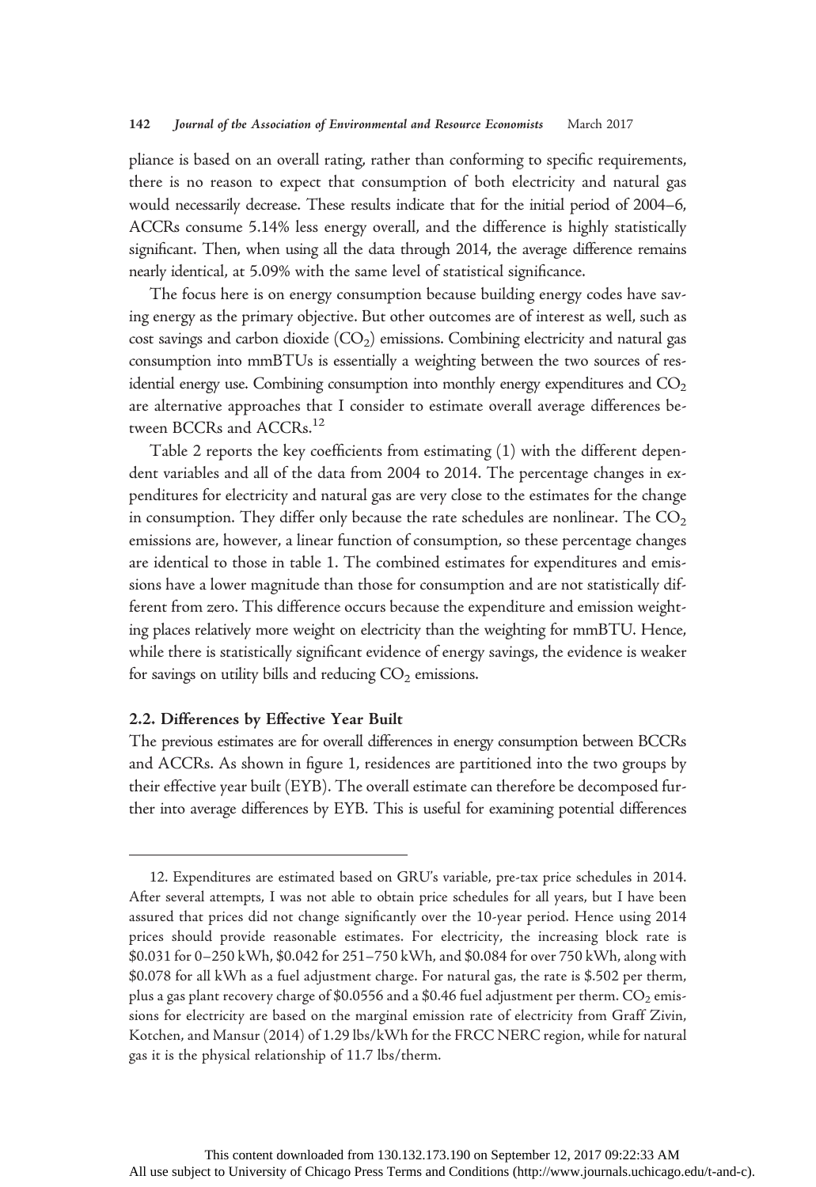pliance is based on an overall rating, rather than conforming to specific requirements, there is no reason to expect that consumption of both electricity and natural gas would necessarily decrease. These results indicate that for the initial period of 2004–6, ACCRs consume 5.14% less energy overall, and the difference is highly statistically significant. Then, when using all the data through 2014, the average difference remains nearly identical, at 5.09% with the same level of statistical significance.

The focus here is on energy consumption because building energy codes have saving energy as the primary objective. But other outcomes are of interest as well, such as cost savings and carbon dioxide ($CO_2$) emissions. Combining electricity and natural gas consumption into mmBTUs is essentially a weighting between the two sources of residential energy use. Combining consumption into monthly energy expenditures and $CO_2$ are alternative approaches that I consider to estimate overall average differences between BCCRs and ACCRs.[12]

Table 2 reports the key coefficients from estimating (1) with the different dependent variables and all of the data from 2004 to 2014. The percentage changes in expenditures for electricity and natural gas are very close to the estimates for the change in consumption. They differ only because the rate schedules are nonlinear. The $CO_2$ emissions are, however, a linear function of consumption, so these percentage changes are identical to those in table 1. The combined estimates for expenditures and emissions have a lower magnitude than those for consumption and are not statistically different from zero. This difference occurs because the expenditure and emission weighting places relatively more weight on electricity than the weighting for mmBTU. Hence, while there is statistically significant evidence of energy savings, the evidence is weaker for savings on utility bills and reducing $CO_2$ emissions.

### 2.2. Differences by Effective Year Built

The previous estimates are for overall differences in energy consumption between BCCRs and ACCRs. As shown in figure 1, residences are partitioned into the two groups by their effective year built (EYB). The overall estimate can therefore be decomposed further into average differences by EYB. This is useful for examining potential differences

12. Expenditures are estimated based on GRU's variable, pre-tax price schedules in 2014. After several attempts, I was not able to obtain price schedules for all years, but I have been assured that prices did not change significantly over the 10-year period. Hence using 2014 prices should provide reasonable estimates. For electricity, the increasing block rate is \$0.031 for 0–250 kWh, \$0.042 for 251–750 kWh, and \$0.084 for over 750 kWh, along with \$0.078 for all kWh as a fuel adjustment charge. For natural gas, the rate is \$.502 per therm, plus a gas plant recovery charge of \$0.0556 and a \$0.46 fuel adjustment per therm. $CO_2$ emissions for electricity are based on the marginal emission rate of electricity from Graff Zivin, Kotchen, and Mansur (2014) of 1.29 lbs/kWh for the FRCC NERC region, while for natural gas it is the physical relationship of 11.7 lbs/therm.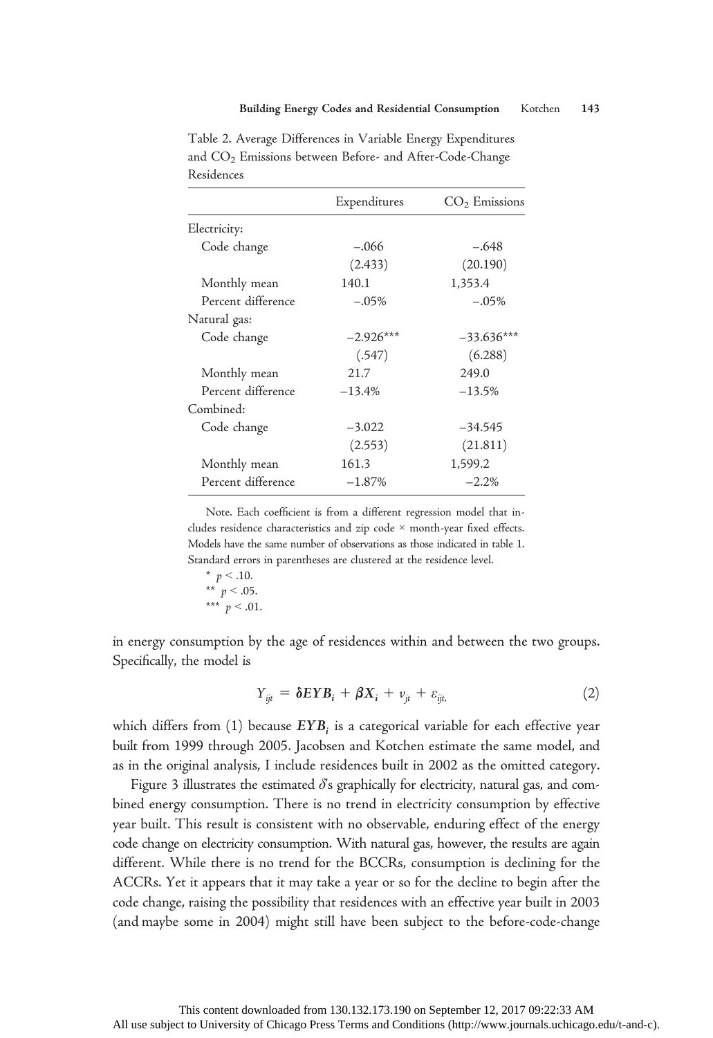Table 2. Average Differences in Variable Energy Expenditures and $CO_2$ Emissions between Before- and After-Code-Change Residences

| | Expenditures | $CO_2$ Emissions |
|---|---|---|
| Electricity: | | |
| Code change | −.066 | −.648 |
| | (2.433) | (20.190) |
| Monthly mean | 140.1 | 1,353.4 |
| Percent difference | −.05% | −.05% |
| Natural gas: | | |
| Code change | −2.926*** | −33.636*** |
| | (.547) | (6.288) |
| Monthly mean | 21.7 | 249.0 |
| Percent difference | −13.4% | −13.5% |
| Combined: | | |
| Code change | −3.022 | −34.545 |
| | (2.553) | (21.811) |
| Monthly mean | 161.3 | 1,599.2 |
| Percent difference | −1.87% | −2.2% |

Note. Each coefficient is from a different regression model that includes residence characteristics and zip code × month-year fixed effects. Models have the same number of observations as those indicated in table 1. Standard errors in parentheses are clustered at the residence level.

\* $p < .10$.
\*\* $p < .05$.
\*\*\* $p < .01$.

in energy consumption by the age of residences within and between the two groups. Specifically, the model is

$$Y_{ijt} = \boldsymbol{\delta} \boldsymbol{EYB}_i + \boldsymbol{\beta} \boldsymbol{X}_i + \nu_{jt} + \varepsilon_{ijt}, \tag{2}$$

which differs from (1) because $\boldsymbol{EYB}_i$ is a categorical variable for each effective year built from 1999 through 2005. Jacobsen and Kotchen estimate the same model, and as in the original analysis, I include residences built in 2002 as the omitted category.

Figure 3 illustrates the estimated $\delta$'s graphically for electricity, natural gas, and combined energy consumption. There is no trend in electricity consumption by effective year built. This result is consistent with no observable, enduring effect of the energy code change on electricity consumption. With natural gas, however, the results are again different. While there is no trend for the BCCRs, consumption is declining for the ACCRs. Yet it appears that it may take a year or so for the decline to begin after the code change, raising the possibility that residences with an effective year built in 2003 (and maybe some in 2004) might still have been subject to the before-code-change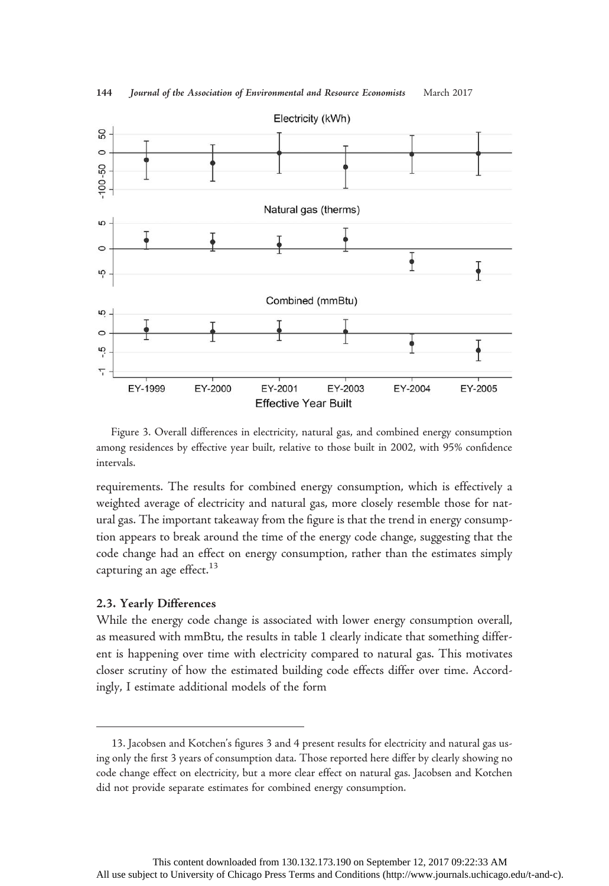Figure 3. Overall differences in electricity, natural gas, and combined energy consumption among residences by effective year built, relative to those built in 2002, with 95% confidence intervals.

requirements. The results for combined energy consumption, which is effectively a weighted average of electricity and natural gas, more closely resemble those for natural gas. The important takeaway from the figure is that the trend in energy consumption appears to break around the time of the energy code change, suggesting that the code change had an effect on energy consumption, rather than the estimates simply capturing an age effect.[13]

### 2.3. Yearly Differences

While the energy code change is associated with lower energy consumption overall, as measured with mmBtu, the results in table 1 clearly indicate that something different is happening over time with electricity compared to natural gas. This motivates closer scrutiny of how the estimated building code effects differ over time. Accordingly, I estimate additional models of the form

---

13. Jacobsen and Kotchen's figures 3 and 4 present results for electricity and natural gas using only the first 3 years of consumption data. Those reported here differ by clearly showing no code change effect on electricity, but a more clear effect on natural gas. Jacobsen and Kotchen did not provide separate estimates for combined energy consumption.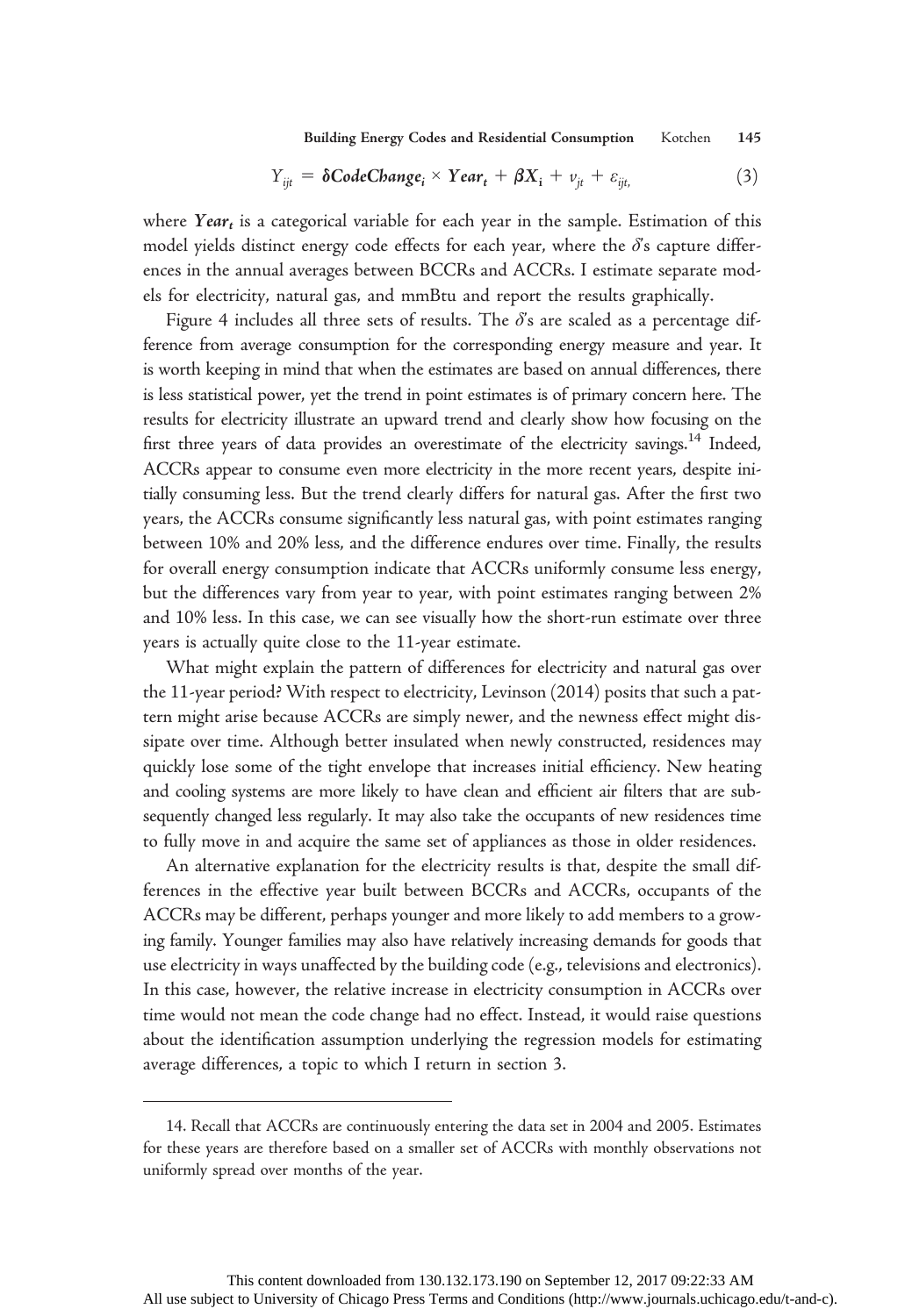$$Y_{ijt} = \boldsymbol{\delta} \boldsymbol{CodeChange}_i \times \boldsymbol{Year}_t + \boldsymbol{\beta X}_i + \nu_{jt} + \varepsilon_{ijt}, \tag{3}$$

where $\boldsymbol{Year}_t$ is a categorical variable for each year in the sample. Estimation of this model yields distinct energy code effects for each year, where the $\delta$'s capture differences in the annual averages between BCCRs and ACCRs. I estimate separate models for electricity, natural gas, and mmBtu and report the results graphically.

Figure 4 includes all three sets of results. The $\delta$'s are scaled as a percentage difference from average consumption for the corresponding energy measure and year. It is worth keeping in mind that when the estimates are based on annual differences, there is less statistical power, yet the trend in point estimates is of primary concern here. The results for electricity illustrate an upward trend and clearly show how focusing on the first three years of data provides an overestimate of the electricity savings.[14] Indeed, ACCRs appear to consume even more electricity in the more recent years, despite initially consuming less. But the trend clearly differs for natural gas. After the first two years, the ACCRs consume significantly less natural gas, with point estimates ranging between 10% and 20% less, and the difference endures over time. Finally, the results for overall energy consumption indicate that ACCRs uniformly consume less energy, but the differences vary from year to year, with point estimates ranging between 2% and 10% less. In this case, we can see visually how the short-run estimate over three years is actually quite close to the 11-year estimate.

What might explain the pattern of differences for electricity and natural gas over the 11-year period? With respect to electricity, Levinson (2014) posits that such a pattern might arise because ACCRs are simply newer, and the newness effect might dissipate over time. Although better insulated when newly constructed, residences may quickly lose some of the tight envelope that increases initial efficiency. New heating and cooling systems are more likely to have clean and efficient air filters that are subsequently changed less regularly. It may also take the occupants of new residences time to fully move in and acquire the same set of appliances as those in older residences.

An alternative explanation for the electricity results is that, despite the small differences in the effective year built between BCCRs and ACCRs, occupants of the ACCRs may be different, perhaps younger and more likely to add members to a growing family. Younger families may also have relatively increasing demands for goods that use electricity in ways unaffected by the building code (e.g., televisions and electronics). In this case, however, the relative increase in electricity consumption in ACCRs over time would not mean the code change had no effect. Instead, it would raise questions about the identification assumption underlying the regression models for estimating average differences, a topic to which I return in section 3.

---

14. Recall that ACCRs are continuously entering the data set in 2004 and 2005. Estimates for these years are therefore based on a smaller set of ACCRs with monthly observations not uniformly spread over months of the year.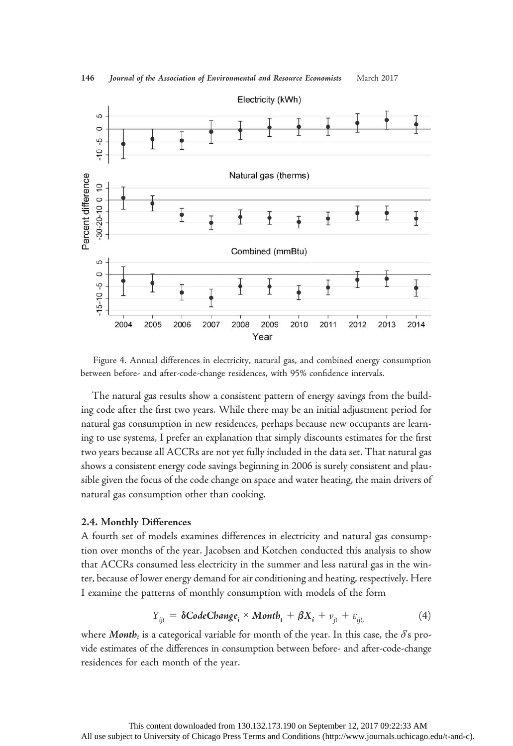Figure 4. Annual differences in electricity, natural gas, and combined energy consumption between before- and after-code-change residences, with 95% confidence intervals.

The natural gas results show a consistent pattern of energy savings from the building code after the first two years. While there may be an initial adjustment period for natural gas consumption in new residences, perhaps because new occupants are learning to use systems, I prefer an explanation that simply discounts estimates for the first two years because all ACCRs are not yet fully included in the data set. That natural gas shows a consistent energy code savings beginning in 2006 is surely consistent and plausible given the focus of the code change on space and water heating, the main drivers of natural gas consumption other than cooking.

### 2.4. Monthly Differences

A fourth set of models examines differences in electricity and natural gas consumption over months of the year. Jacobsen and Kotchen conducted this analysis to show that ACCRs consumed less electricity in the summer and less natural gas in the winter, because of lower energy demand for air conditioning and heating, respectively. Here I examine the patterns of monthly consumption with models of the form

$$Y_{ijt} = \boldsymbol{\delta} \boldsymbol{CodeChange}_i \times \boldsymbol{Month}_t + \boldsymbol{\beta X}_i + v_{jt} + \varepsilon_{ijt}, \tag{4}$$

where $\boldsymbol{Month}_t$ is a categorical variable for month of the year. In this case, the $\delta$'s provide estimates of the differences in consumption between before- and after-code-change residences for each month of the year.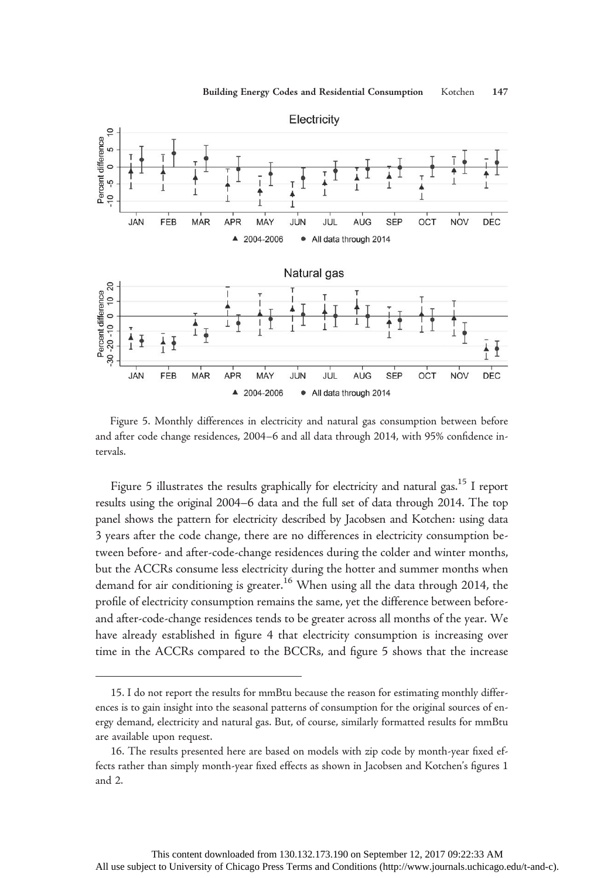Figure 5. Monthly differences in electricity and natural gas consumption between before and after code change residences, 2004–6 and all data through 2014, with 95% confidence intervals.

Figure 5 illustrates the results graphically for electricity and natural gas.[15] I report results using the original 2004–6 data and the full set of data through 2014. The top panel shows the pattern for electricity described by Jacobsen and Kotchen: using data 3 years after the code change, there are no differences in electricity consumption between before- and after-code-change residences during the colder and winter months, but the ACCRs consume less electricity during the hotter and summer months when demand for air conditioning is greater.[16] When using all the data through 2014, the profile of electricity consumption remains the same, yet the difference between before- and after-code-change residences tends to be greater across all months of the year. We have already established in figure 4 that electricity consumption is increasing over time in the ACCRs compared to the BCCRs, and figure 5 shows that the increase

15. I do not report the results for mmBtu because the reason for estimating monthly differences is to gain insight into the seasonal patterns of consumption for the original sources of energy demand, electricity and natural gas. But, of course, similarly formatted results for mmBtu are available upon request.

16. The results presented here are based on models with zip code by month-year fixed effects rather than simply month-year fixed effects as shown in Jacobsen and Kotchen's figures 1 and 2.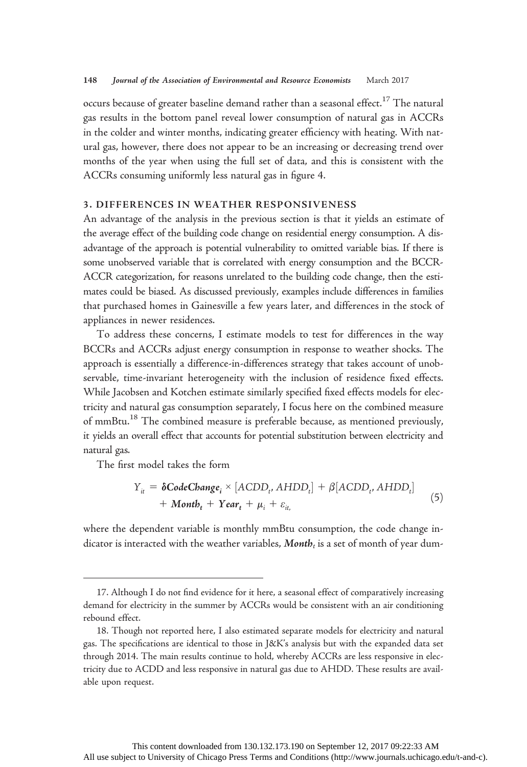occurs because of greater baseline demand rather than a seasonal effect.[17] The natural gas results in the bottom panel reveal lower consumption of natural gas in ACCRs in the colder and winter months, indicating greater efficiency with heating. With natural gas, however, there does not appear to be an increasing or decreasing trend over months of the year when using the full set of data, and this is consistent with the ACCRs consuming uniformly less natural gas in figure 4.

## 3. DIFFERENCES IN WEATHER RESPONSIVENESS

An advantage of the analysis in the previous section is that it yields an estimate of the average effect of the building code change on residential energy consumption. A disadvantage of the approach is potential vulnerability to omitted variable bias. If there is some unobserved variable that is correlated with energy consumption and the BCCR-ACCR categorization, for reasons unrelated to the building code change, then the estimates could be biased. As discussed previously, examples include differences in families that purchased homes in Gainesville a few years later, and differences in the stock of appliances in newer residences.

To address these concerns, I estimate models to test for differences in the way BCCRs and ACCRs adjust energy consumption in response to weather shocks. The approach is essentially a difference-in-differences strategy that takes account of unobservable, time-invariant heterogeneity with the inclusion of residence fixed effects. While Jacobsen and Kotchen estimate similarly specified fixed effects models for electricity and natural gas consumption separately, I focus here on the combined measure of mmBtu.[18] The combined measure is preferable because, as mentioned previously, it yields an overall effect that accounts for potential substitution between electricity and natural gas.

The first model takes the form

$$Y_{it} = \boldsymbol{\delta CodeChange_i} \times [ACDD_t, AHDD_t] + \beta[ACDD_t, AHDD_t] + \boldsymbol{Month_t} + \boldsymbol{Year_t} + \mu_i + \varepsilon_{it,} \tag{5}$$

where the dependent variable is monthly mmBtu consumption, the code change indicator is interacted with the weather variables, $\boldsymbol{Month_t}$ is a set of month of year dum-

---

17. Although I do not find evidence for it here, a seasonal effect of comparatively increasing demand for electricity in the summer by ACCRs would be consistent with an air conditioning rebound effect.

18. Though not reported here, I also estimated separate models for electricity and natural gas. The specifications are identical to those in J&K's analysis but with the expanded data set through 2014. The main results continue to hold, whereby ACCRs are less responsive in electricity due to ACDD and less responsive in natural gas due to AHDD. These results are available upon request.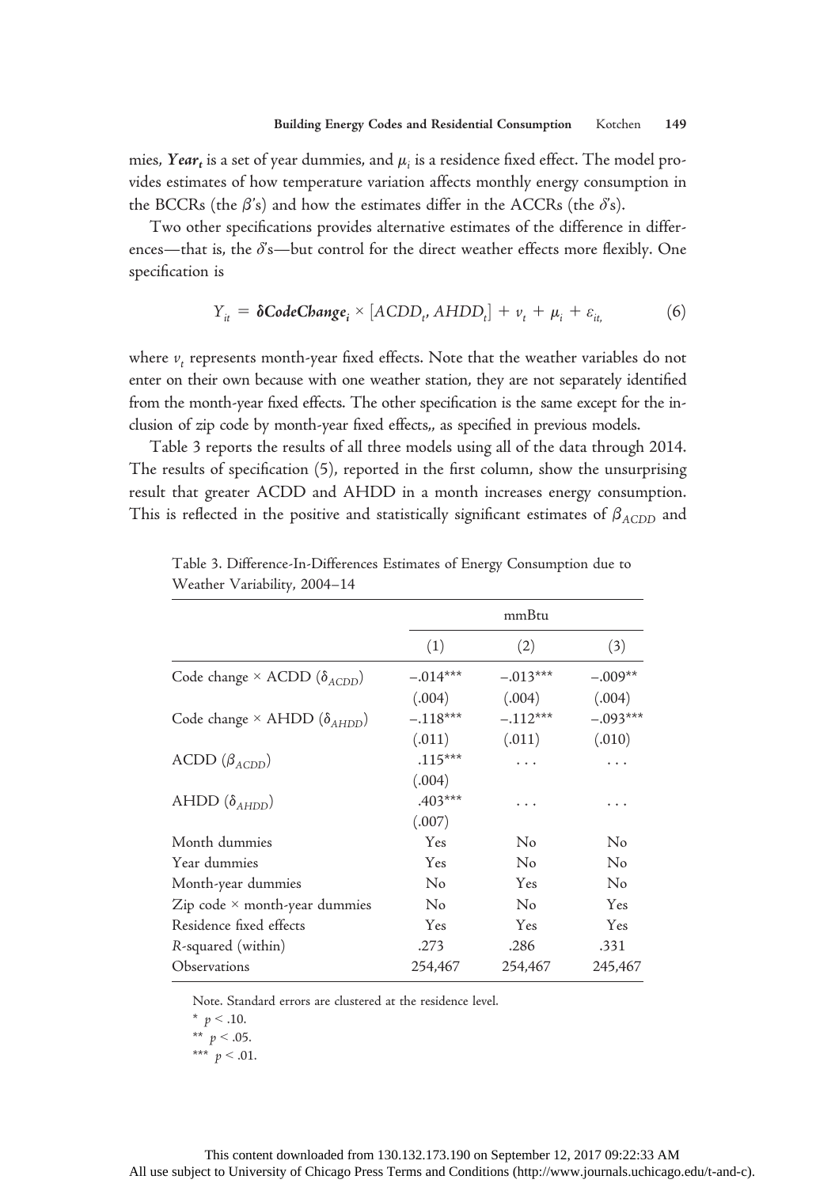mies, $\boldsymbol{Year_t}$ is a set of year dummies, and $\mu_i$ is a residence fixed effect. The model provides estimates of how temperature variation affects monthly energy consumption in the BCCRs (the $\beta$'s) and how the estimates differ in the ACCRs (the $\delta$'s).

Two other specifications provides alternative estimates of the difference in differences—that is, the $\delta$'s—but control for the direct weather effects more flexibly. One specification is

$$Y_{it} = \boldsymbol{\delta CodeChange_i} \times [ACDD_t, AHDD_t] + \nu_t + \mu_i + \varepsilon_{it}, \tag{6}$$

where $\nu_t$ represents month-year fixed effects. Note that the weather variables do not enter on their own because with one weather station, they are not separately identified from the month-year fixed effects. The other specification is the same except for the inclusion of zip code by month-year fixed effects,, as specified in previous models.

Table 3 reports the results of all three models using all of the data through 2014. The results of specification (5), reported in the first column, show the unsurprising result that greater ACDD and AHDD in a month increases energy consumption. This is reflected in the positive and statistically significant estimates of $\beta_{ACDD}$ and

Table 3. Difference-In-Differences Estimates of Energy Consumption due to Weather Variability, 2004–14

| | mmBtu | | |
|---|---|---|---|
| | (1) | (2) | (3) |
| Code change × ACDD ($\delta_{ACDD}$) | –.014*** | –.013*** | –.009** |
| | (.004) | (.004) | (.004) |
| Code change × AHDD ($\delta_{AHDD}$) | –.118*** | –.112*** | –.093*** |
| | (.011) | (.011) | (.010) |
| ACDD ($\beta_{ACDD}$) | .115*** | ... | ... |
| | (.004) | | |
| AHDD ($\delta_{AHDD}$) | .403*** | ... | ... |
| | (.007) | | |
| Month dummies | Yes | No | No |
| Year dummies | Yes | No | No |
| Month-year dummies | No | Yes | No |
| Zip code × month-year dummies | No | No | Yes |
| Residence fixed effects | Yes | Yes | Yes |
| $R$-squared (within) | .273 | .286 | .331 |
| Observations | 254,467 | 254,467 | 245,467 |

Note. Standard errors are clustered at the residence level.

\* $p < .10$.

\*\* $p < .05$.

\*\*\* $p < .01$.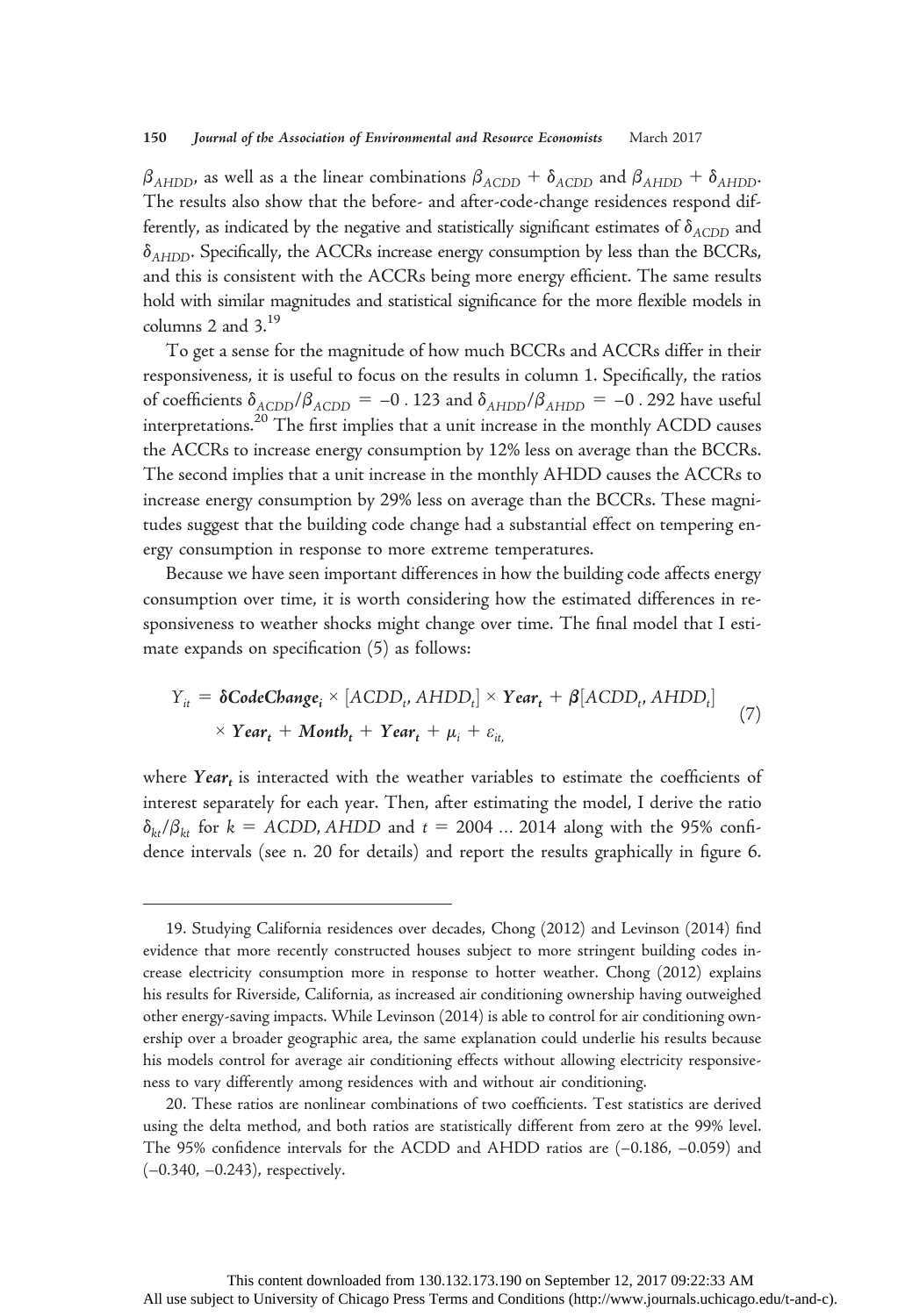$\beta_{AHDD}$, as well as a the linear combinations $\beta_{ACDD} + \delta_{ACDD}$ and $\beta_{AHDD} + \delta_{AHDD}$. The results also show that the before- and after-code-change residences respond differently, as indicated by the negative and statistically significant estimates of $\delta_{ACDD}$ and $\delta_{AHDD}$. Specifically, the ACCRs increase energy consumption by less than the BCCRs, and this is consistent with the ACCRs being more energy efficient. The same results hold with similar magnitudes and statistical significance for the more flexible models in columns 2 and 3.[19]

To get a sense for the magnitude of how much BCCRs and ACCRs differ in their responsiveness, it is useful to focus on the results in column 1. Specifically, the ratios of coefficients $\delta_{ACDD}/\beta_{ACDD} = -0.123$ and $\delta_{AHDD}/\beta_{AHDD} = -0.292$ have useful interpretations.[20] The first implies that a unit increase in the monthly ACDD causes the ACCRs to increase energy consumption by 12% less on average than the BCCRs. The second implies that a unit increase in the monthly AHDD causes the ACCRs to increase energy consumption by 29% less on average than the BCCRs. These magnitudes suggest that the building code change had a substantial effect on tempering energy consumption in response to more extreme temperatures.

Because we have seen important differences in how the building code affects energy consumption over time, it is worth considering how the estimated differences in responsiveness to weather shocks might change over time. The final model that I estimate expands on specification (5) as follows:

$$Y_{it} = \boldsymbol{\delta} \boldsymbol{CodeChange}_i \times [ACDD_t, AHDD_t] \times \boldsymbol{Year}_t + \boldsymbol{\beta}[ACDD_t, AHDD_t] \times \boldsymbol{Year}_t + \boldsymbol{Month}_t + \boldsymbol{Year}_t + \mu_i + \varepsilon_{it,} \tag{7}$$

where $\boldsymbol{Year}_t$ is interacted with the weather variables to estimate the coefficients of interest separately for each year. Then, after estimating the model, I derive the ratio $\delta_{kt}/\beta_{kt}$ for $k = ACDD, AHDD$ and $t = 2004 \ldots 2014$ along with the 95% confidence intervals (see n. 20 for details) and report the results graphically in figure 6.

---

19. Studying California residences over decades, Chong (2012) and Levinson (2014) find evidence that more recently constructed houses subject to more stringent building codes increase electricity consumption more in response to hotter weather. Chong (2012) explains his results for Riverside, California, as increased air conditioning ownership having outweighed other energy-saving impacts. While Levinson (2014) is able to control for air conditioning ownership over a broader geographic area, the same explanation could underlie his results because his models control for average air conditioning effects without allowing electricity responsiveness to vary differently among residences with and without air conditioning.

20. These ratios are nonlinear combinations of two coefficients. Test statistics are derived using the delta method, and both ratios are statistically different from zero at the 99% level. The 95% confidence intervals for the ACDD and AHDD ratios are (−0.186, −0.059) and (−0.340, −0.243), respectively.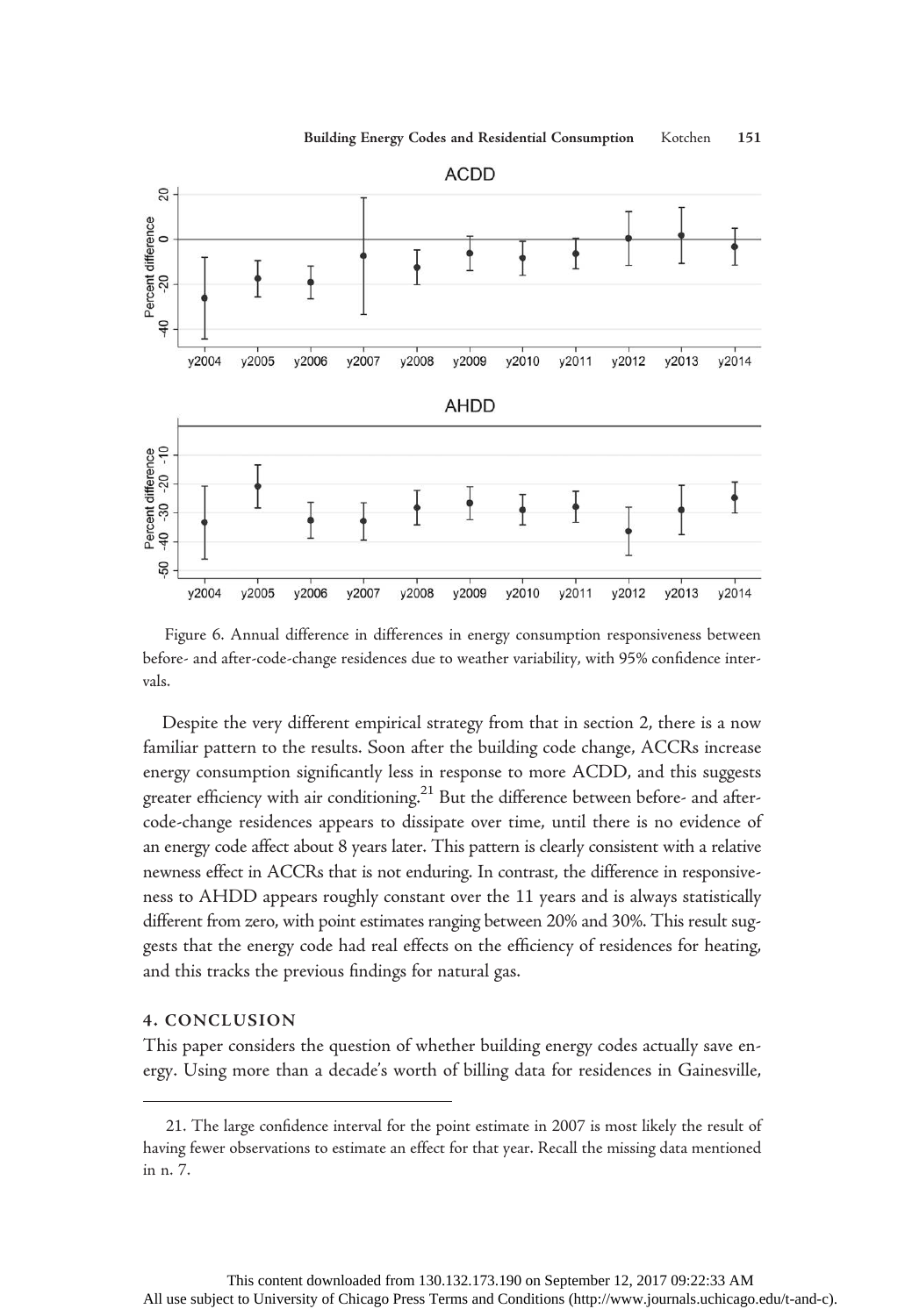Figure 6. Annual difference in differences in energy consumption responsiveness between before- and after-code-change residences due to weather variability, with 95% confidence intervals.

Despite the very different empirical strategy from that in section 2, there is a now familiar pattern to the results. Soon after the building code change, ACCRs increase energy consumption significantly less in response to more ACDD, and this suggests greater efficiency with air conditioning.[21] But the difference between before- and after-code-change residences appears to dissipate over time, until there is no evidence of an energy code affect about 8 years later. This pattern is clearly consistent with a relative newness effect in ACCRs that is not enduring. In contrast, the difference in responsiveness to AHDD appears roughly constant over the 11 years and is always statistically different from zero, with point estimates ranging between 20% and 30%. This result suggests that the energy code had real effects on the efficiency of residences for heating, and this tracks the previous findings for natural gas.

## 4. CONCLUSION

This paper considers the question of whether building energy codes actually save energy. Using more than a decade's worth of billing data for residences in Gainesville,

---

21. The large confidence interval for the point estimate in 2007 is most likely the result of having fewer observations to estimate an effect for that year. Recall the missing data mentioned in n. 7.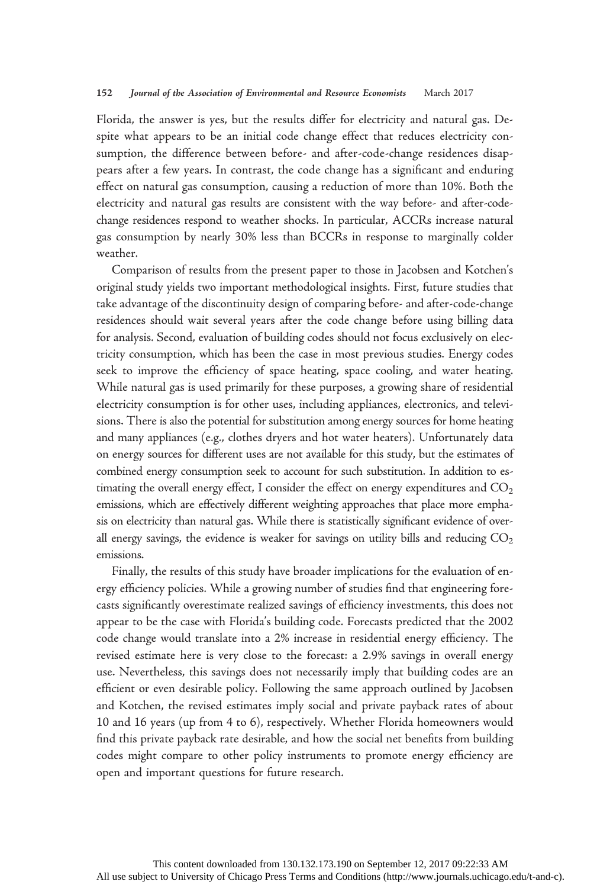Florida, the answer is yes, but the results differ for electricity and natural gas. Despite what appears to be an initial code change effect that reduces electricity consumption, the difference between before- and after-code-change residences disappears after a few years. In contrast, the code change has a significant and enduring effect on natural gas consumption, causing a reduction of more than 10%. Both the electricity and natural gas results are consistent with the way before- and after-code-change residences respond to weather shocks. In particular, ACCRs increase natural gas consumption by nearly 30% less than BCCRs in response to marginally colder weather.

Comparison of results from the present paper to those in Jacobsen and Kotchen's original study yields two important methodological insights. First, future studies that take advantage of the discontinuity design of comparing before- and after-code-change residences should wait several years after the code change before using billing data for analysis. Second, evaluation of building codes should not focus exclusively on electricity consumption, which has been the case in most previous studies. Energy codes seek to improve the efficiency of space heating, space cooling, and water heating. While natural gas is used primarily for these purposes, a growing share of residential electricity consumption is for other uses, including appliances, electronics, and televisions. There is also the potential for substitution among energy sources for home heating and many appliances (e.g., clothes dryers and hot water heaters). Unfortunately data on energy sources for different uses are not available for this study, but the estimates of combined energy consumption seek to account for such substitution. In addition to estimating the overall energy effect, I consider the effect on energy expenditures and $CO_2$ emissions, which are effectively different weighting approaches that place more emphasis on electricity than natural gas. While there is statistically significant evidence of overall energy savings, the evidence is weaker for savings on utility bills and reducing $CO_2$ emissions.

Finally, the results of this study have broader implications for the evaluation of energy efficiency policies. While a growing number of studies find that engineering forecasts significantly overestimate realized savings of efficiency investments, this does not appear to be the case with Florida's building code. Forecasts predicted that the 2002 code change would translate into a 2% increase in residential energy efficiency. The revised estimate here is very close to the forecast: a 2.9% savings in overall energy use. Nevertheless, this savings does not necessarily imply that building codes are an efficient or even desirable policy. Following the same approach outlined by Jacobsen and Kotchen, the revised estimates imply social and private payback rates of about 10 and 16 years (up from 4 to 6), respectively. Whether Florida homeowners would find this private payback rate desirable, and how the social net benefits from building codes might compare to other policy instruments to promote energy efficiency are open and important questions for future research.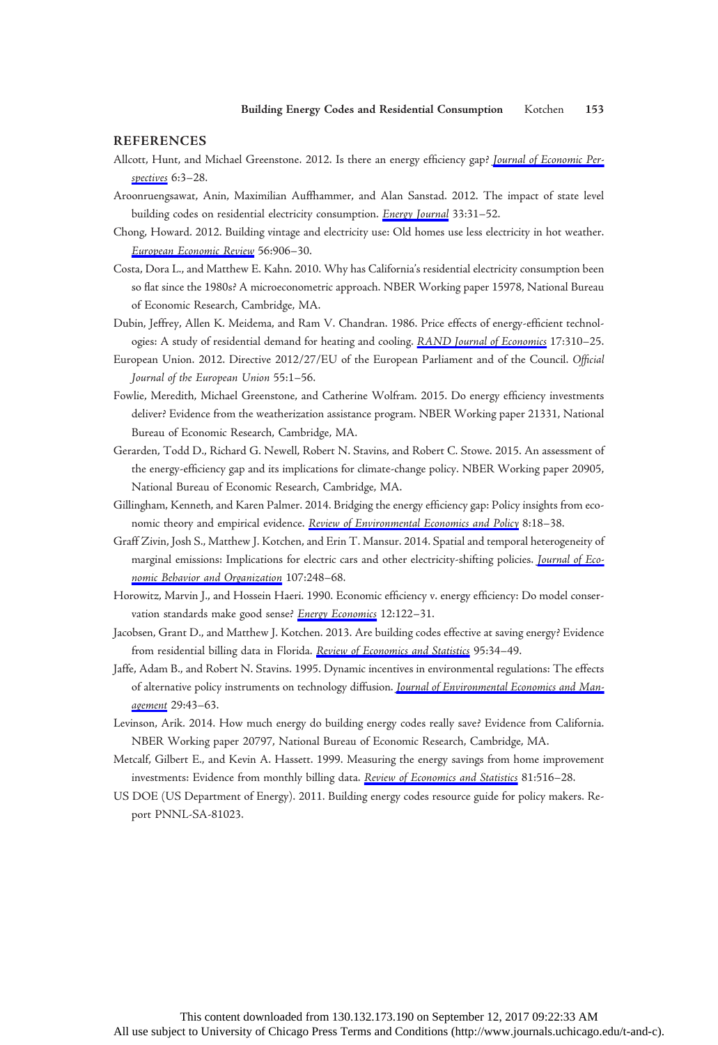## REFERENCES

Allcott, Hunt, and Michael Greenstone. 2012. Is there an energy efficiency gap? *Journal of Economic Perspectives* 6:3–28.

Aroonruengsawat, Anin, Maximilian Auffhammer, and Alan Sanstad. 2012. The impact of state level building codes on residential electricity consumption. *Energy Journal* 33:31–52.

Chong, Howard. 2012. Building vintage and electricity use: Old homes use less electricity in hot weather. *European Economic Review* 56:906–30.

Costa, Dora L., and Matthew E. Kahn. 2010. Why has California's residential electricity consumption been so flat since the 1980s? A microeconometric approach. NBER Working paper 15978, National Bureau of Economic Research, Cambridge, MA.

Dubin, Jeffrey, Allen K. Meidema, and Ram V. Chandran. 1986. Price effects of energy-efficient technologies: A study of residential demand for heating and cooling. *RAND Journal of Economics* 17:310–25.

European Union. 2012. Directive 2012/27/EU of the European Parliament and of the Council. *Official Journal of the European Union* 55:1–56.

Fowlie, Meredith, Michael Greenstone, and Catherine Wolfram. 2015. Do energy efficiency investments deliver? Evidence from the weatherization assistance program. NBER Working paper 21331, National Bureau of Economic Research, Cambridge, MA.

Gerarden, Todd D., Richard G. Newell, Robert N. Stavins, and Robert C. Stowe. 2015. An assessment of the energy-efficiency gap and its implications for climate-change policy. NBER Working paper 20905, National Bureau of Economic Research, Cambridge, MA.

Gillingham, Kenneth, and Karen Palmer. 2014. Bridging the energy efficiency gap: Policy insights from economic theory and empirical evidence. *Review of Environmental Economics and Policy* 8:18–38.

Graff Zivin, Josh S., Matthew J. Kotchen, and Erin T. Mansur. 2014. Spatial and temporal heterogeneity of marginal emissions: Implications for electric cars and other electricity-shifting policies. *Journal of Economic Behavior and Organization* 107:248–68.

Horowitz, Marvin J., and Hossein Haeri. 1990. Economic efficiency v. energy efficiency: Do model conservation standards make good sense? *Energy Economics* 12:122–31.

Jacobsen, Grant D., and Matthew J. Kotchen. 2013. Are building codes effective at saving energy? Evidence from residential billing data in Florida. *Review of Economics and Statistics* 95:34–49.

Jaffe, Adam B., and Robert N. Stavins. 1995. Dynamic incentives in environmental regulations: The effects of alternative policy instruments on technology diffusion. *Journal of Environmental Economics and Management* 29:43–63.

Levinson, Arik. 2014. How much energy do building energy codes really save? Evidence from California. NBER Working paper 20797, National Bureau of Economic Research, Cambridge, MA.

Metcalf, Gilbert E., and Kevin A. Hassett. 1999. Measuring the energy savings from home improvement investments: Evidence from monthly billing data. *Review of Economics and Statistics* 81:516–28.

US DOE (US Department of Energy). 2011. Building energy codes resource guide for policy makers. Report PNNL-SA-81023.